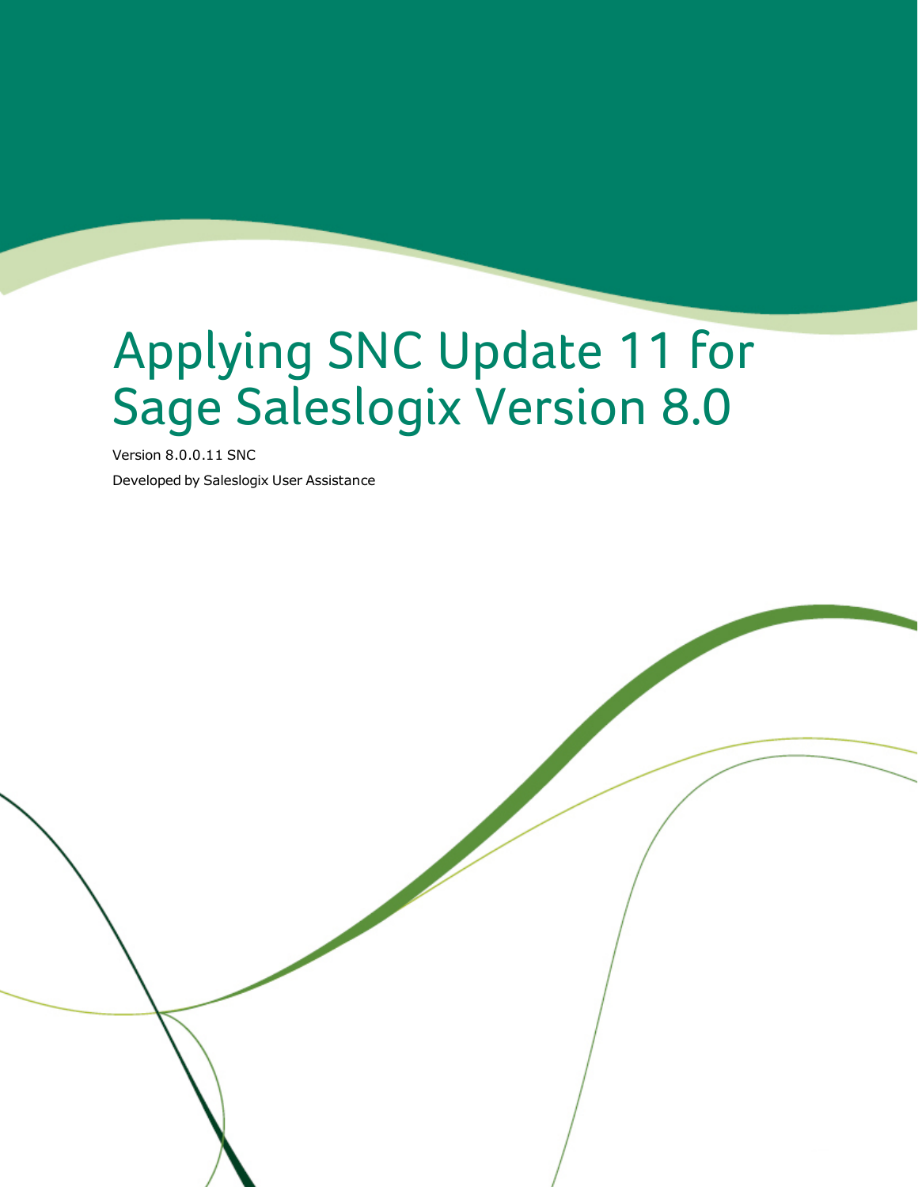# Applying SNC Update 11 for Sage Saleslogix Version 8.0

Version 8.0.0.11 SNC

Developed by Saleslogix User Assistance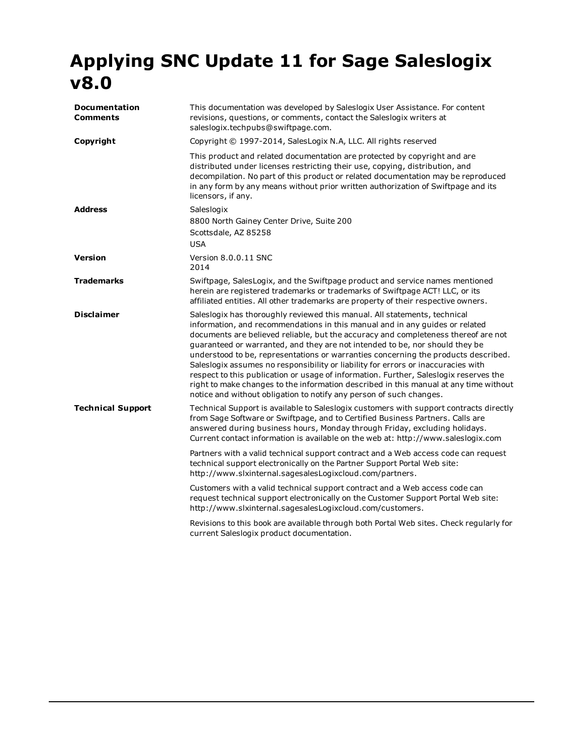# Applying SNC Update 11 for Sage Saleslogix v8.0

| | |
|---|---|
| **Documentation Comments** | This documentation was developed by Saleslogix User Assistance. For content revisions, questions, or comments, contact the Saleslogix writers at saleslogix.techpubs@swiftpage.com. |
| **Copyright** | Copyright © 1997-2014, SalesLogix N.A, LLC. All rights reserved<br><br>This product and related documentation are protected by copyright and are distributed under licenses restricting their use, copying, distribution, and decompilation. No part of this product or related documentation may be reproduced in any form by any means without prior written authorization of Swiftpage and its licensors, if any. |
| **Address** | Saleslogix<br>8800 North Gainey Center Drive, Suite 200<br>Scottsdale, AZ 85258<br>USA |
| **Version** | Version 8.0.0.11 SNC<br>2014 |
| **Trademarks** | Swiftpage, SalesLogix, and the Swiftpage product and service names mentioned herein are registered trademarks or trademarks of Swiftpage ACT! LLC, or its affiliated entities. All other trademarks are property of their respective owners. |
| **Disclaimer** | Saleslogix has thoroughly reviewed this manual. All statements, technical information, and recommendations in this manual and in any guides or related documents are believed reliable, but the accuracy and completeness thereof are not guaranteed or warranted, and they are not intended to be, nor should they be understood to be, representations or warranties concerning the products described. Saleslogix assumes no responsibility or liability for errors or inaccuracies with respect to this publication or usage of information. Further, Saleslogix reserves the right to make changes to the information described in this manual at any time without notice and without obligation to notify any person of such changes. |
| **Technical Support** | Technical Support is available to Saleslogix customers with support contracts directly from Sage Software or Swiftpage, and to Certified Business Partners. Calls are answered during business hours, Monday through Friday, excluding holidays. Current contact information is available on the web at: http://www.saleslogix.com<br><br>Partners with a valid technical support contract and a Web access code can request technical support electronically on the Partner Support Portal Web site: http://www.slxinternal.sagesalesLogixcloud.com/partners.<br><br>Customers with a valid technical support contract and a Web access code can request technical support electronically on the Customer Support Portal Web site: http://www.slxinternal.sagesalesLogixcloud.com/customers.<br><br>Revisions to this book are available through both Portal Web sites. Check regularly for current Saleslogix product documentation. |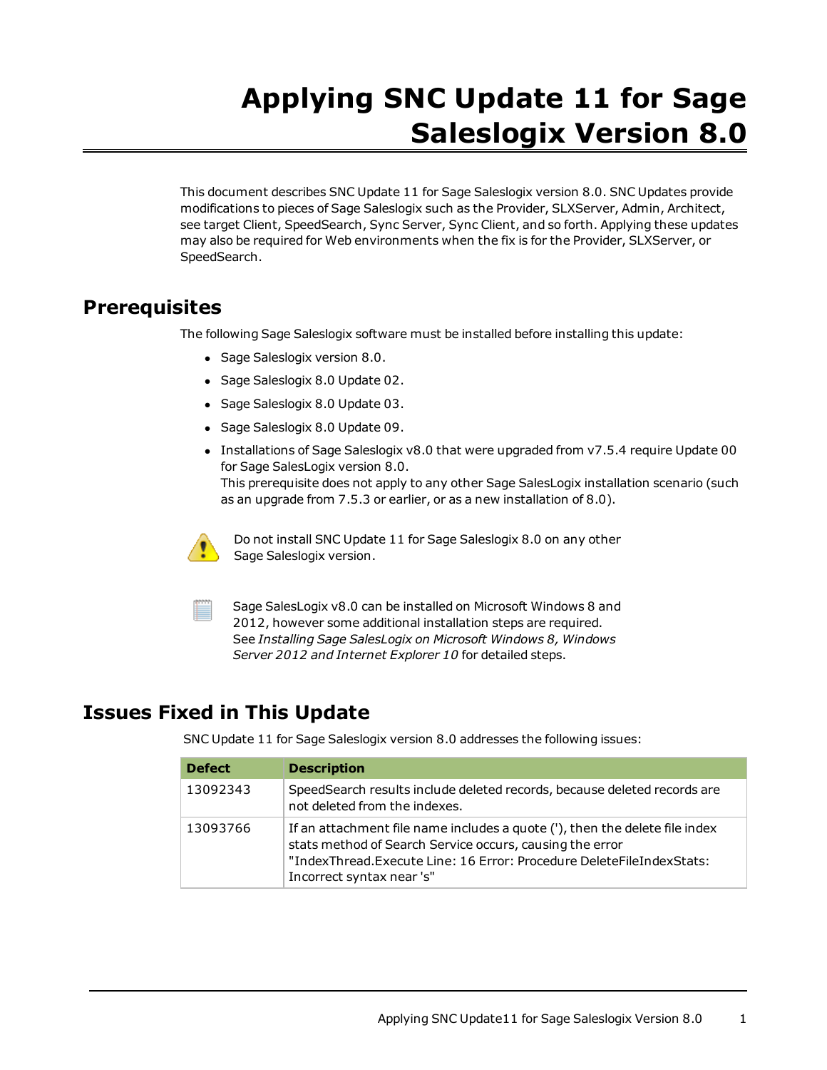# Applying SNC Update 11 for Sage Saleslogix Version 8.0

This document describes SNC Update 11 for Sage Saleslogix version 8.0. SNC Updates provide modifications to pieces of Sage Saleslogix such as the Provider, SLXServer, Admin, Architect, see target Client, SpeedSearch, Sync Server, Sync Client, and so forth. Applying these updates may also be required for Web environments when the fix is for the Provider, SLXServer, or SpeedSearch.

## Prerequisites

The following Sage Saleslogix software must be installed before installing this update:

- Sage Saleslogix version 8.0.
- Sage Saleslogix 8.0 Update 02.
- Sage Saleslogix 8.0 Update 03.
- Sage Saleslogix 8.0 Update 09.
- Installations of Sage Saleslogix v8.0 that were upgraded from v7.5.4 require Update 00 for Sage SalesLogix version 8.0.
  This prerequisite does not apply to any other Sage SalesLogix installation scenario (such as an upgrade from 7.5.3 or earlier, or as a new installation of 8.0).

Do not install SNC Update 11 for Sage Saleslogix 8.0 on any other Sage Saleslogix version.

Sage SalesLogix v8.0 can be installed on Microsoft Windows 8 and 2012, however some additional installation steps are required. See *Installing Sage SalesLogix on Microsoft Windows 8, Windows Server 2012 and Internet Explorer 10* for detailed steps.

## Issues Fixed in This Update

SNC Update 11 for Sage Saleslogix version 8.0 addresses the following issues:

| Defect | Description |
|---|---|
| 13092343 | SpeedSearch results include deleted records, because deleted records are not deleted from the indexes. |
| 13093766 | If an attachment file name includes a quote ('), then the delete file index stats method of Search Service occurs, causing the error "IndexThread.Execute Line: 16 Error: Procedure DeleteFileIndexStats: Incorrect syntax near 's" |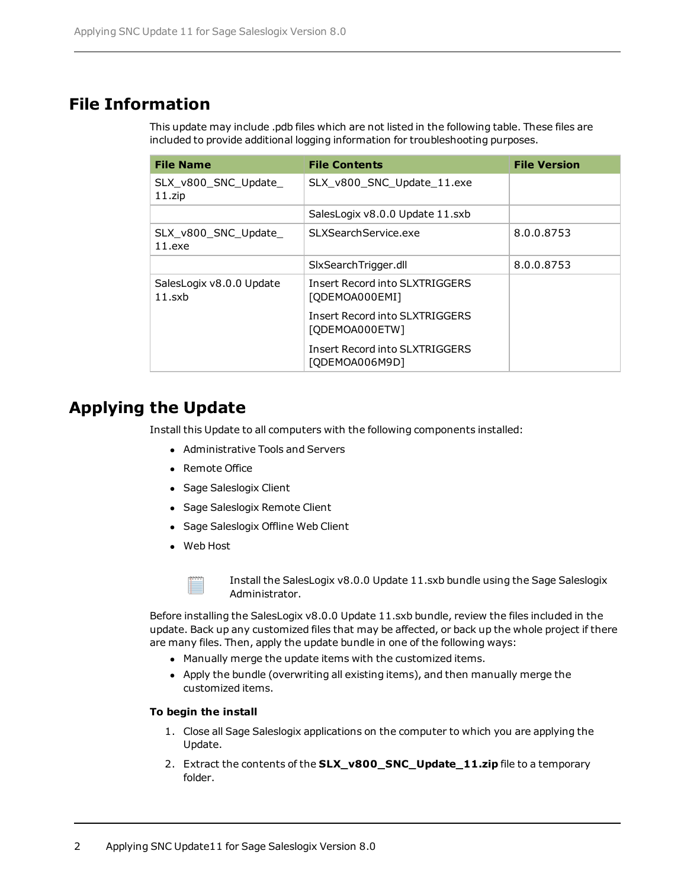## File Information

This update may include .pdb files which are not listed in the following table. These files are included to provide additional logging information for troubleshooting purposes.

| File Name | File Contents | File Version |
| --- | --- | --- |
| SLX_v800_SNC_Update_11.zip | SLX_v800_SNC_Update_11.exe | |
| | SalesLogix v8.0.0 Update 11.sxb | |
| SLX_v800_SNC_Update_11.exe | SLXSearchService.exe | 8.0.0.8753 |
| | SlxSearchTrigger.dll | 8.0.0.8753 |
| SalesLogix v8.0.0 Update 11.sxb | Insert Record into SLXTRIGGERS [QDEMOA000EMI]<br>Insert Record into SLXTRIGGERS [QDEMOA000ETW]<br>Insert Record into SLXTRIGGERS [QDEMOA006M9D] | |

## Applying the Update

Install this Update to all computers with the following components installed:

- Administrative Tools and Servers
- Remote Office
- Sage Saleslogix Client
- Sage Saleslogix Remote Client
- Sage Saleslogix Offline Web Client
- Web Host

Install the SalesLogix v8.0.0 Update 11.sxb bundle using the Sage Saleslogix Administrator.

Before installing the SalesLogix v8.0.0 Update 11.sxb bundle, review the files included in the update. Back up any customized files that may be affected, or back up the whole project if there are many files. Then, apply the update bundle in one of the following ways:

- Manually merge the update items with the customized items.
- Apply the bundle (overwriting all existing items), and then manually merge the customized items.

**To begin the install**

1. Close all Sage Saleslogix applications on the computer to which you are applying the Update.
2. Extract the contents of the **SLX_v800_SNC_Update_11.zip** file to a temporary folder.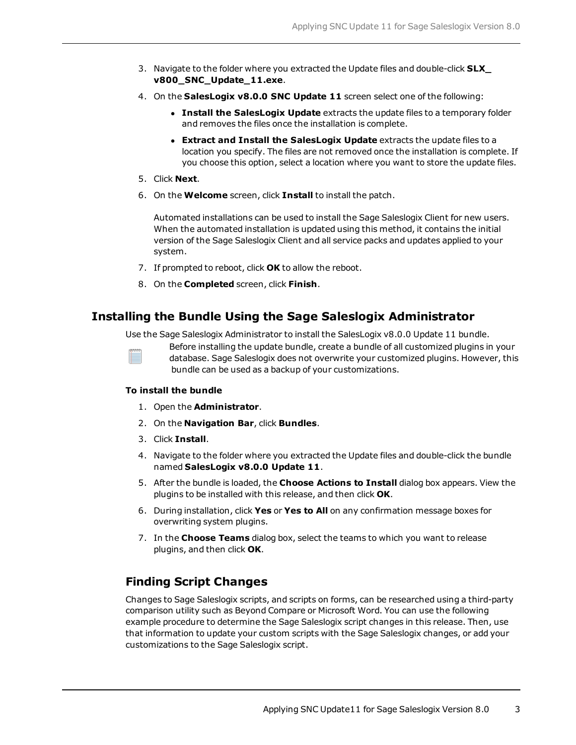3. Navigate to the folder where you extracted the Update files and double-click **SLX_v800_SNC_Update_11.exe**.
4. On the **SalesLogix v8.0.0 SNC Update 11** screen select one of the following:
   - **Install the SalesLogix Update** extracts the update files to a temporary folder and removes the files once the installation is complete.
   - **Extract and Install the SalesLogix Update** extracts the update files to a location you specify. The files are not removed once the installation is complete. If you choose this option, select a location where you want to store the update files.
5. Click **Next**.
6. On the **Welcome** screen, click **Install** to install the patch.

   Automated installations can be used to install the Sage Saleslogix Client for new users. When the automated installation is updated using this method, it contains the initial version of the Sage Saleslogix Client and all service packs and updates applied to your system.
7. If prompted to reboot, click **OK** to allow the reboot.
8. On the **Completed** screen, click **Finish**.

## Installing the Bundle Using the Sage Saleslogix Administrator

Use the Sage Saleslogix Administrator to install the SalesLogix v8.0.0 Update 11 bundle.

Before installing the update bundle, create a bundle of all customized plugins in your database. Sage Saleslogix does not overwrite your customized plugins. However, this bundle can be used as a backup of your customizations.

**To install the bundle**

1. Open the **Administrator**.
2. On the **Navigation Bar**, click **Bundles**.
3. Click **Install**.
4. Navigate to the folder where you extracted the Update files and double-click the bundle named **SalesLogix v8.0.0 Update 11**.
5. After the bundle is loaded, the **Choose Actions to Install** dialog box appears. View the plugins to be installed with this release, and then click **OK**.
6. During installation, click **Yes** or **Yes to All** on any confirmation message boxes for overwriting system plugins.
7. In the **Choose Teams** dialog box, select the teams to which you want to release plugins, and then click **OK**.

### Finding Script Changes

Changes to Sage Saleslogix scripts, and scripts on forms, can be researched using a third-party comparison utility such as Beyond Compare or Microsoft Word. You can use the following example procedure to determine the Sage Saleslogix script changes in this release. Then, use that information to update your custom scripts with the Sage Saleslogix changes, or add your customizations to the Sage Saleslogix script.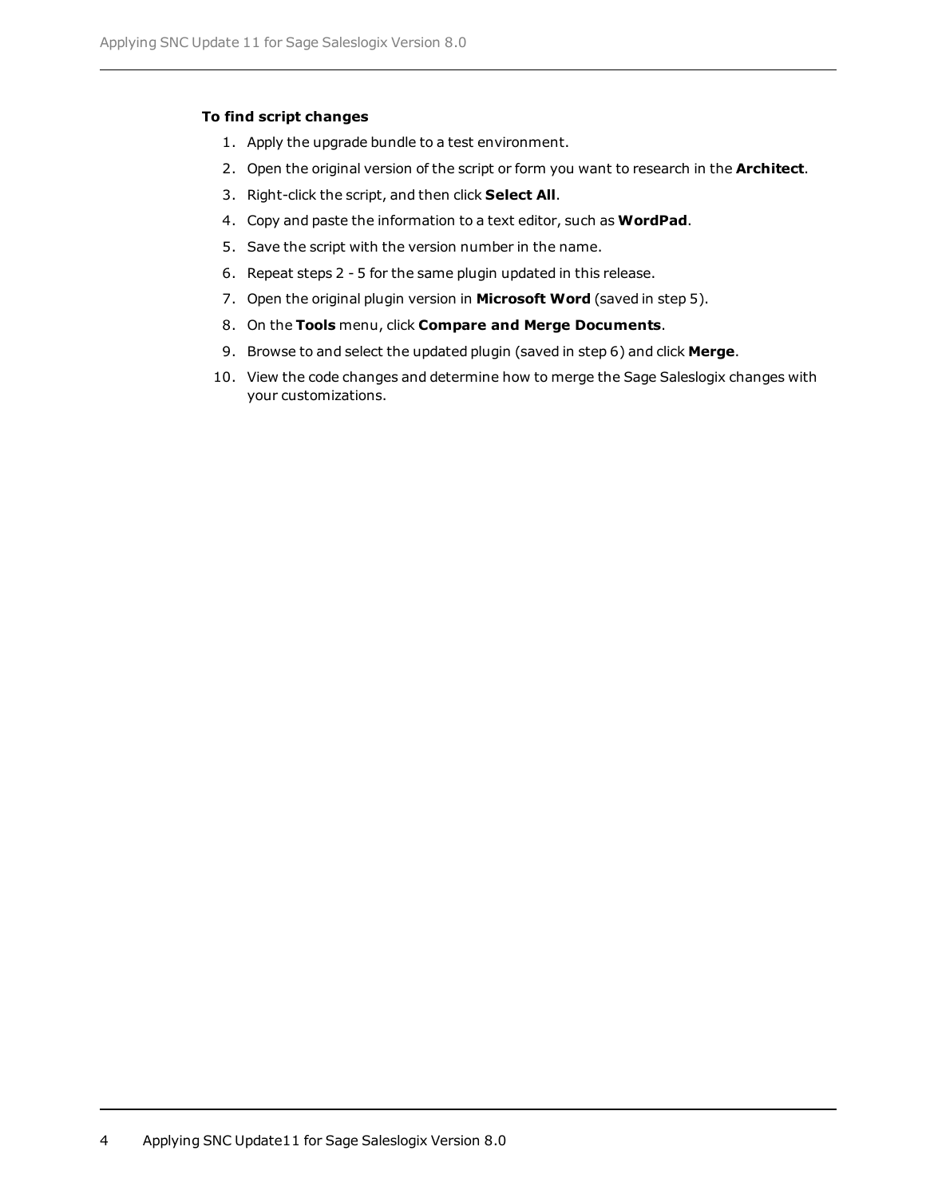**To find script changes**

1. Apply the upgrade bundle to a test environment.
2. Open the original version of the script or form you want to research in the **Architect**.
3. Right-click the script, and then click **Select All**.
4. Copy and paste the information to a text editor, such as **WordPad**.
5. Save the script with the version number in the name.
6. Repeat steps 2 - 5 for the same plugin updated in this release.
7. Open the original plugin version in **Microsoft Word** (saved in step 5).
8. On the **Tools** menu, click **Compare and Merge Documents**.
9. Browse to and select the updated plugin (saved in step 6) and click **Merge**.
10. View the code changes and determine how to merge the Sage Saleslogix changes with your customizations.